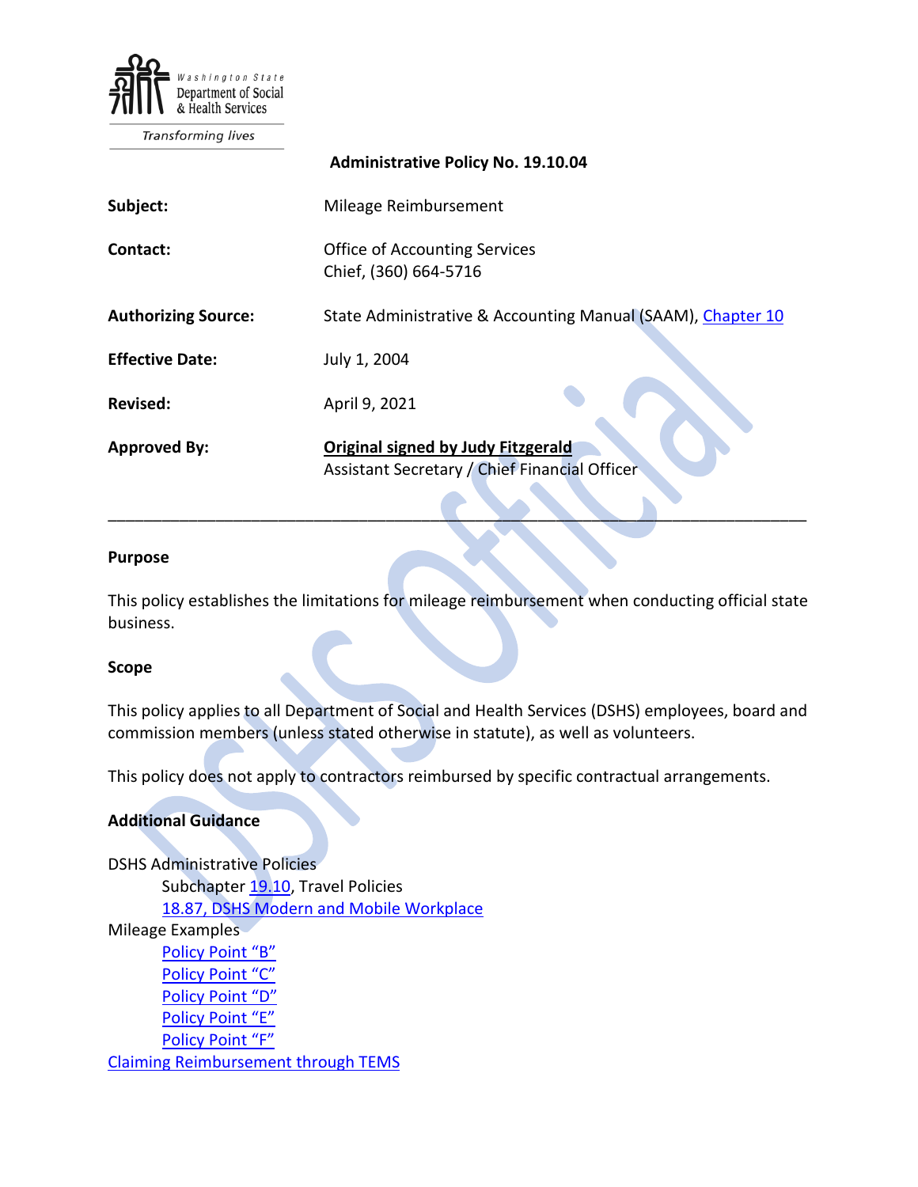Washington State Department of Social & Health Services

*Transforming lives*

**Administrative Policy No. 19.10.04**

| | |
|---|---|
| **Subject:** | Mileage Reimbursement |
| **Contact:** | Office of Accounting Services<br>Chief, (360) 664-5716 |
| **Authorizing Source:** | State Administrative & Accounting Manual (SAAM), [Chapter 10]() |
| **Effective Date:** | July 1, 2004 |
| **Revised:** | April 9, 2021 |
| **Approved By:** | **Original signed by Judy Fitzgerald**<br>Assistant Secretary / Chief Financial Officer |

---

## Purpose

This policy establishes the limitations for mileage reimbursement when conducting official state business.

## Scope

This policy applies to all Department of Social and Health Services (DSHS) employees, board and commission members (unless stated otherwise in statute), as well as volunteers.

This policy does not apply to contractors reimbursed by specific contractual arrangements.

## Additional Guidance

DSHS Administrative Policies
- Subchapter [19.10](), Travel Policies
- [18.87, DSHS Modern and Mobile Workplace]()

Mileage Examples
- [Policy Point "B"]()
- [Policy Point "C"]()
- [Policy Point "D"]()
- [Policy Point "E"]()
- [Policy Point "F"]()

[Claiming Reimbursement through TEMS]()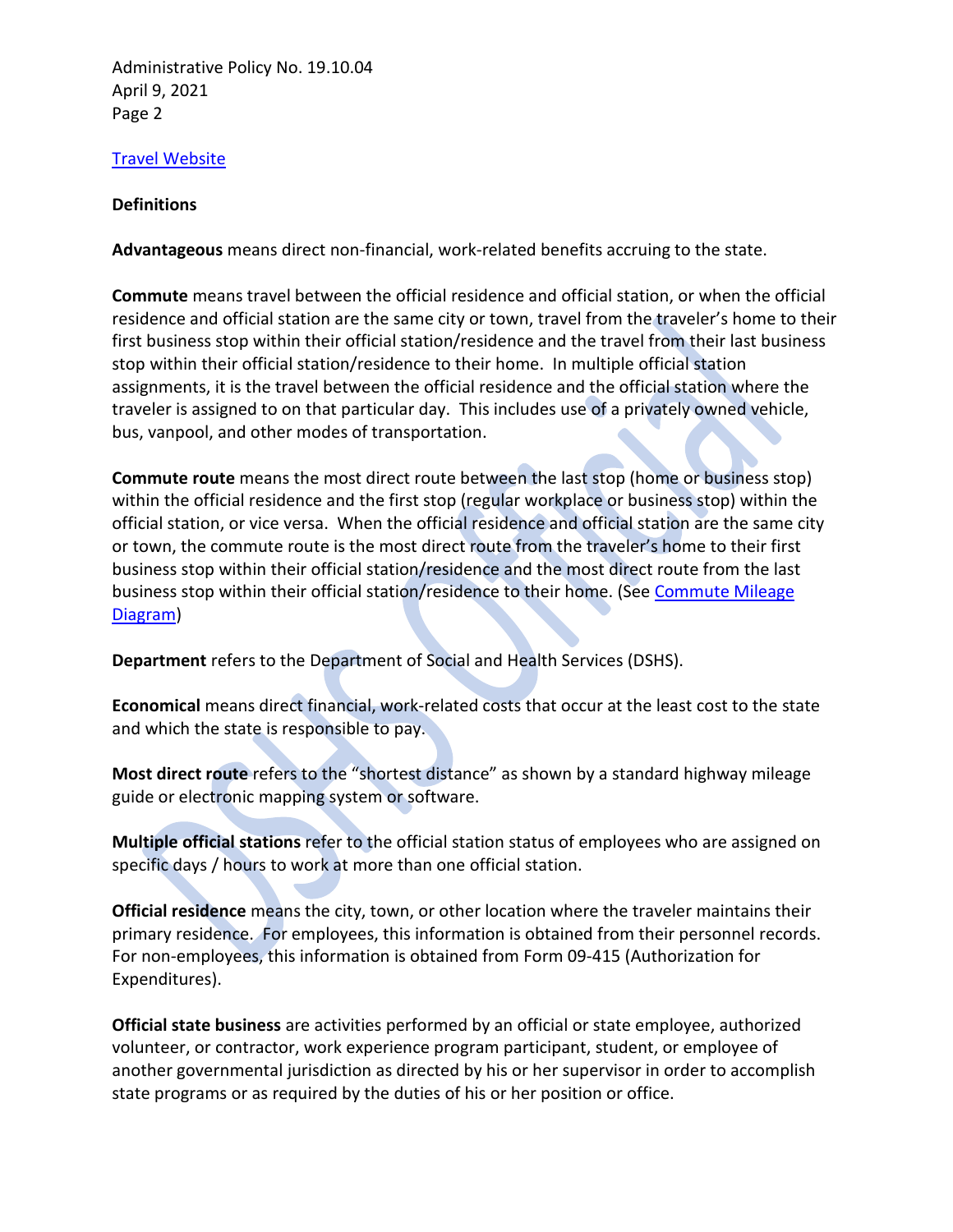[Travel Website](#)

**Definitions**

**Advantageous** means direct non-financial, work-related benefits accruing to the state.

**Commute** means travel between the official residence and official station, or when the official residence and official station are the same city or town, travel from the traveler's home to their first business stop within their official station/residence and the travel from their last business stop within their official station/residence to their home. In multiple official station assignments, it is the travel between the official residence and the official station where the traveler is assigned to on that particular day. This includes use of a privately owned vehicle, bus, vanpool, and other modes of transportation.

**Commute route** means the most direct route between the last stop (home or business stop) within the official residence and the first stop (regular workplace or business stop) within the official station, or vice versa. When the official residence and official station are the same city or town, the commute route is the most direct route from the traveler's home to their first business stop within their official station/residence and the most direct route from the last business stop within their official station/residence to their home. (See [Commute Mileage Diagram](#))

**Department** refers to the Department of Social and Health Services (DSHS).

**Economical** means direct financial, work-related costs that occur at the least cost to the state and which the state is responsible to pay.

**Most direct route** refers to the "shortest distance" as shown by a standard highway mileage guide or electronic mapping system or software.

**Multiple official stations** refer to the official station status of employees who are assigned on specific days / hours to work at more than one official station.

**Official residence** means the city, town, or other location where the traveler maintains their primary residence. For employees, this information is obtained from their personnel records. For non-employees, this information is obtained from Form 09-415 (Authorization for Expenditures).

**Official state business** are activities performed by an official or state employee, authorized volunteer, or contractor, work experience program participant, student, or employee of another governmental jurisdiction as directed by his or her supervisor in order to accomplish state programs or as required by the duties of his or her position or office.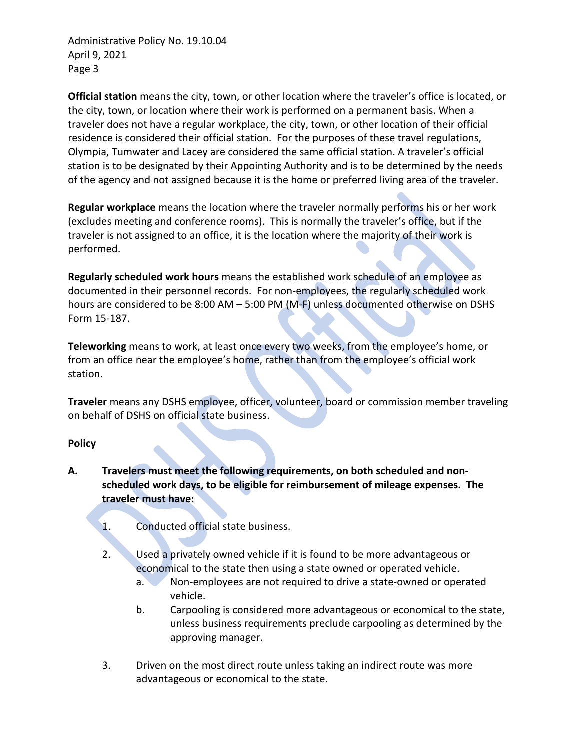**Official station** means the city, town, or other location where the traveler's office is located, or the city, town, or location where their work is performed on a permanent basis. When a traveler does not have a regular workplace, the city, town, or other location of their official residence is considered their official station. For the purposes of these travel regulations, Olympia, Tumwater and Lacey are considered the same official station. A traveler's official station is to be designated by their Appointing Authority and is to be determined by the needs of the agency and not assigned because it is the home or preferred living area of the traveler.

**Regular workplace** means the location where the traveler normally performs his or her work (excludes meeting and conference rooms). This is normally the traveler's office, but if the traveler is not assigned to an office, it is the location where the majority of their work is performed.

**Regularly scheduled work hours** means the established work schedule of an employee as documented in their personnel records. For non-employees, the regularly scheduled work hours are considered to be 8:00 AM – 5:00 PM (M-F) unless documented otherwise on DSHS Form 15-187.

**Teleworking** means to work, at least once every two weeks, from the employee's home, or from an office near the employee's home, rather than from the employee's official work station.

**Traveler** means any DSHS employee, officer, volunteer, board or commission member traveling on behalf of DSHS on official state business.

**Policy**

**A. Travelers must meet the following requirements, on both scheduled and non-scheduled work days, to be eligible for reimbursement of mileage expenses. The traveler must have:**

1. Conducted official state business.

2. Used a privately owned vehicle if it is found to be more advantageous or economical to the state then using a state owned or operated vehicle.
   a. Non-employees are not required to drive a state-owned or operated vehicle.
   b. Carpooling is considered more advantageous or economical to the state, unless business requirements preclude carpooling as determined by the approving manager.

3. Driven on the most direct route unless taking an indirect route was more advantageous or economical to the state.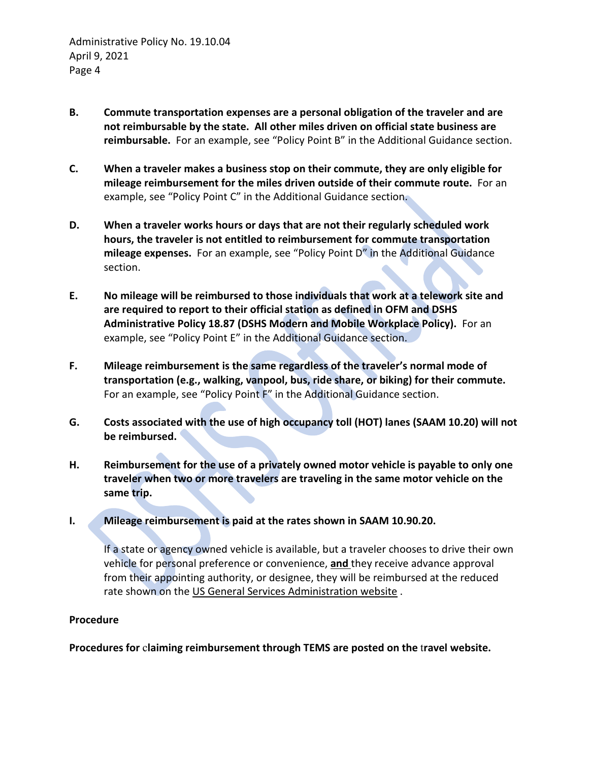**B.** **Commute transportation expenses are a personal obligation of the traveler and are not reimbursable by the state. All other miles driven on official state business are reimbursable.** For an example, see "Policy Point B" in the Additional Guidance section.

**C.** **When a traveler makes a business stop on their commute, they are only eligible for mileage reimbursement for the miles driven outside of their commute route.** For an example, see "Policy Point C" in the Additional Guidance section.

**D.** **When a traveler works hours or days that are not their regularly scheduled work hours, the traveler is not entitled to reimbursement for commute transportation mileage expenses.** For an example, see "Policy Point D" in the Additional Guidance section.

**E.** **No mileage will be reimbursed to those individuals that work at a telework site and are required to report to their official station as defined in OFM and DSHS Administrative Policy 18.87 (DSHS Modern and Mobile Workplace Policy).** For an example, see "Policy Point E" in the Additional Guidance section.

**F.** **Mileage reimbursement is the same regardless of the traveler's normal mode of transportation (e.g., walking, vanpool, bus, ride share, or biking) for their commute.** For an example, see "Policy Point F" in the Additional Guidance section.

**G.** **Costs associated with the use of high occupancy toll (HOT) lanes (SAAM 10.20) will not be reimbursed.**

**H.** **Reimbursement for the use of a privately owned motor vehicle is payable to only one traveler when two or more travelers are traveling in the same motor vehicle on the same trip.**

**I.** **Mileage reimbursement is paid at the rates shown in SAAM 10.90.20.**

If a state or agency owned vehicle is available, but a traveler chooses to drive their own vehicle for personal preference or convenience, **and** they receive advance approval from their appointing authority, or designee, they will be reimbursed at the reduced rate shown on the US General Services Administration website .

## Procedure

**Procedures for claiming reimbursement through TEMS are posted on the travel website.**